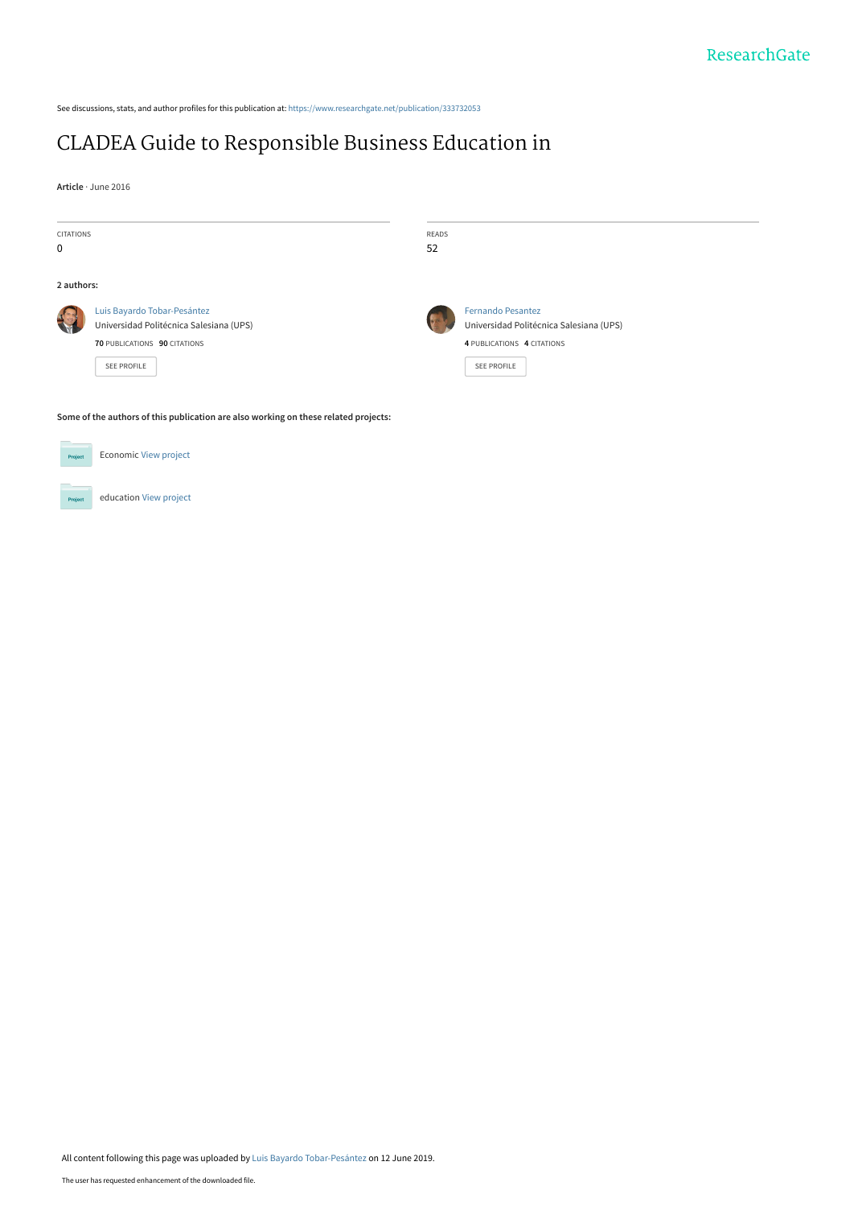ResearchGate

See discussions, stats, and author profiles for this publication at: https://www.researchgate.net/publication/333732053

# CLADEA Guide to Responsible Business Education in

**Article** · June 2016

CITATIONS
0

READS
52

**2 authors:**

Luis Bayardo Tobar-Pesántez
Universidad Politécnica Salesiana (UPS)
**70** PUBLICATIONS **90** CITATIONS

SEE PROFILE

Fernando Pesantez
Universidad Politécnica Salesiana (UPS)
**4** PUBLICATIONS **4** CITATIONS

SEE PROFILE

**Some of the authors of this publication are also working on these related projects:**

Economic View project

education View project

All content following this page was uploaded by Luis Bayardo Tobar-Pesántez on 12 June 2019.

The user has requested enhancement of the downloaded file.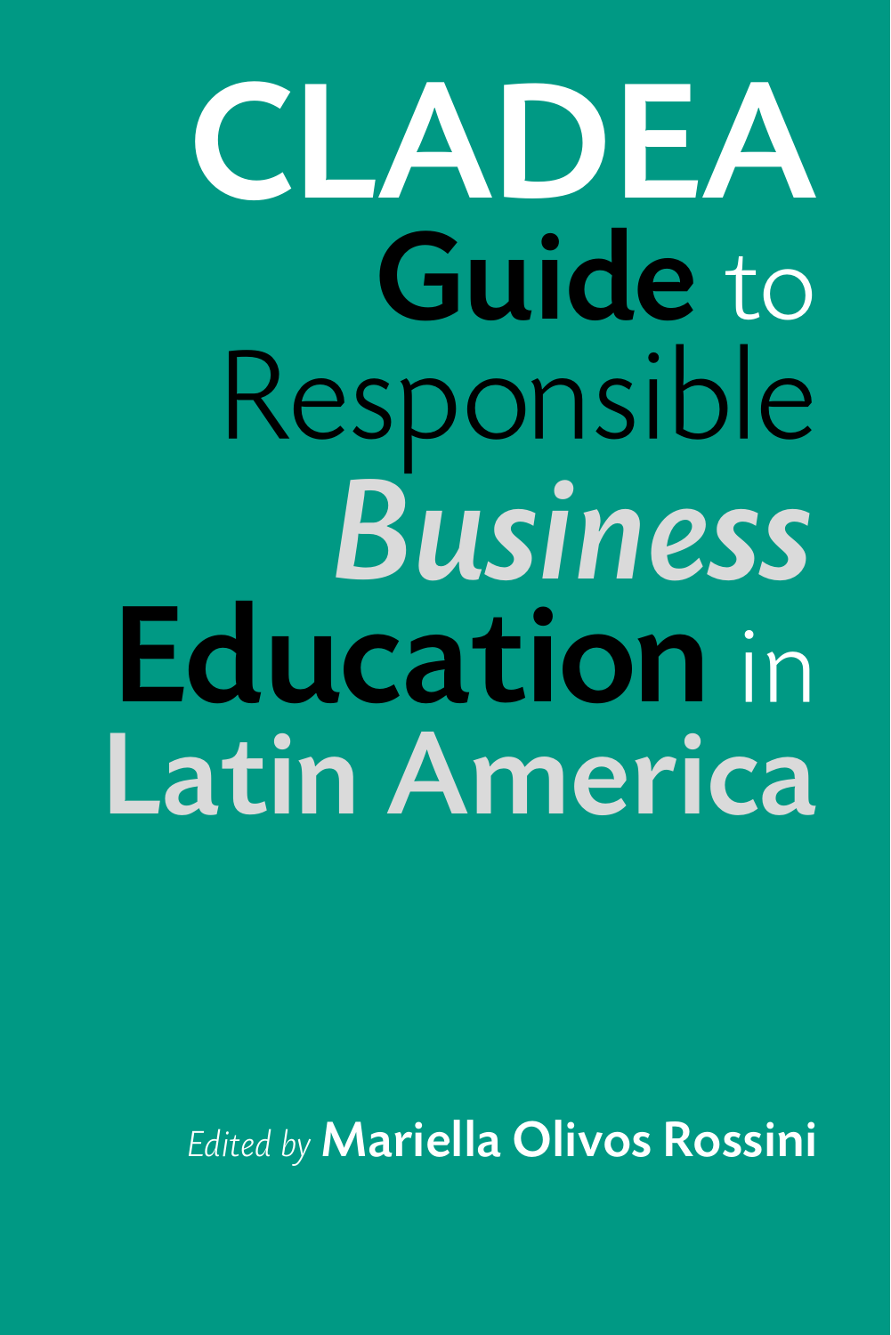# CLADEA Guide to Responsible Business Education in Latin America

*Edited by* **Mariella Olivos Rossini**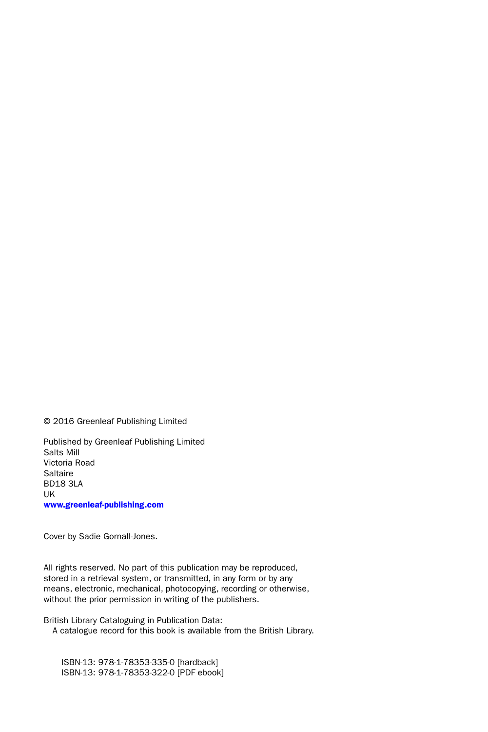© 2016 Greenleaf Publishing Limited

Published by Greenleaf Publishing Limited  
Salts Mill  
Victoria Road  
Saltaire  
BD18 3LA  
UK  
**www.greenleaf-publishing.com**

Cover by Sadie Gornall-Jones.

All rights reserved. No part of this publication may be reproduced, stored in a retrieval system, or transmitted, in any form or by any means, electronic, mechanical, photocopying, recording or otherwise, without the prior permission in writing of the publishers.

British Library Cataloguing in Publication Data:  
A catalogue record for this book is available from the British Library.

ISBN-13: 978-1-78353-335-0 [hardback]  
ISBN-13: 978-1-78353-322-0 [PDF ebook]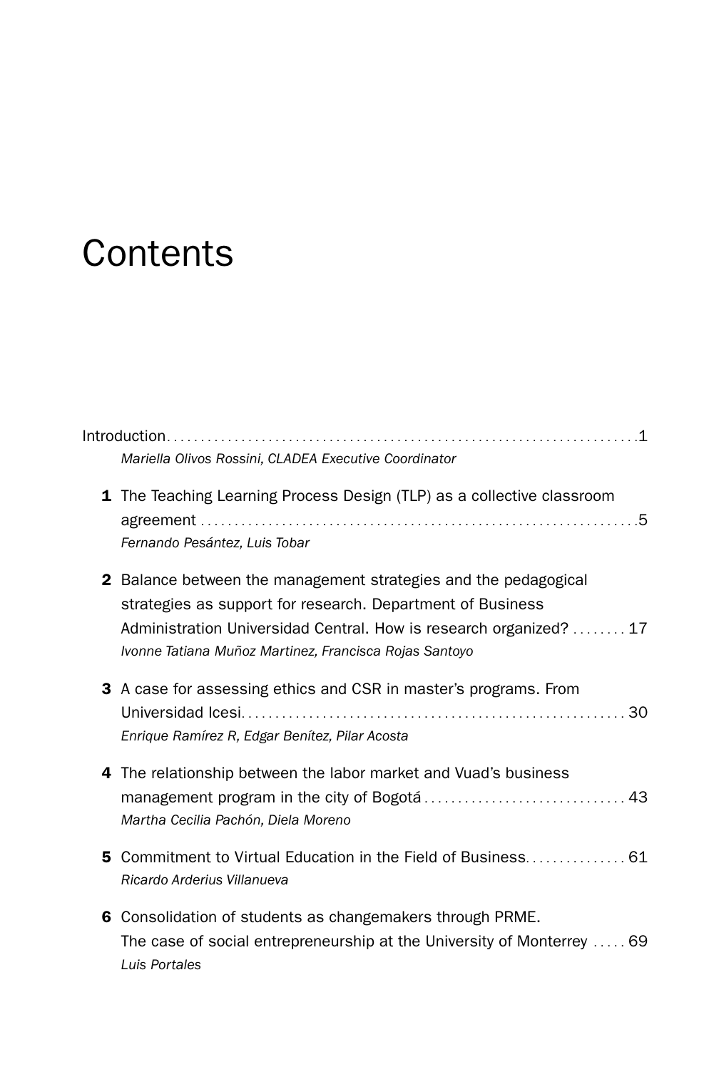# Contents

Introduction.....1
*Mariella Olivos Rossini, CLADEA Executive Coordinator*

**1** The Teaching Learning Process Design (TLP) as a collective classroom agreement.....5
*Fernando Pesántez, Luis Tobar*

**2** Balance between the management strategies and the pedagogical strategies as support for research. Department of Business Administration Universidad Central. How is research organized?.....17
*Ivonne Tatiana Muñoz Martinez, Francisca Rojas Santoyo*

**3** A case for assessing ethics and CSR in master's programs. From Universidad Icesi.....30
*Enrique Ramírez R, Edgar Benítez, Pilar Acosta*

**4** The relationship between the labor market and Vuad's business management program in the city of Bogotá.....43
*Martha Cecilia Pachón, Diela Moreno*

**5** Commitment to Virtual Education in the Field of Business.....61
*Ricardo Arderius Villanueva*

**6** Consolidation of students as changemakers through PRME. The case of social entrepreneurship at the University of Monterrey.....69
*Luis Portales*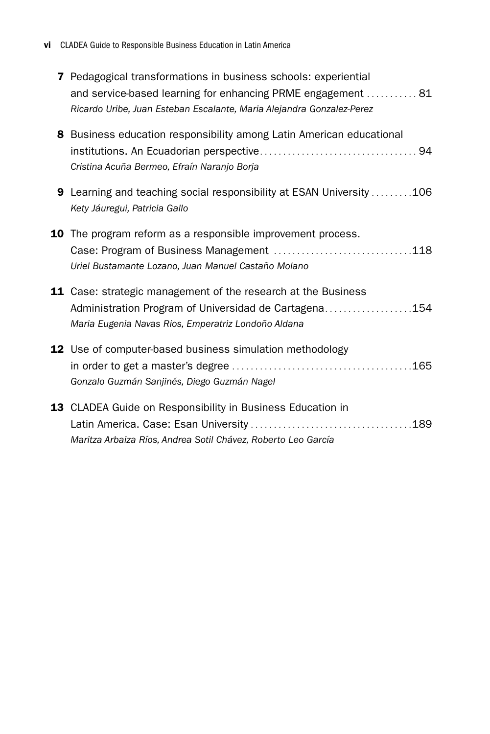**7** Pedagogical transformations in business schools: experiential and service-based learning for enhancing PRME engagement ........... 81
*Ricardo Uribe, Juan Esteban Escalante, Maria Alejandra Gonzalez-Perez*

**8** Business education responsibility among Latin American educational institutions. An Ecuadorian perspective.................................. 94
*Cristina Acuña Bermeo, Efraín Naranjo Borja*

**9** Learning and teaching social responsibility at ESAN University .........106
*Kety Jáuregui, Patricia Gallo*

**10** The program reform as a responsible improvement process. Case: Program of Business Management ..............................118
*Uriel Bustamante Lozano, Juan Manuel Castaño Molano*

**11** Case: strategic management of the research at the Business Administration Program of Universidad de Cartagena...................154
*Maria Eugenia Navas Rios, Emperatriz Londoño Aldana*

**12** Use of computer-based business simulation methodology in order to get a master's degree ......................................165
*Gonzalo Guzmán Sanjinés, Diego Guzmán Nagel*

**13** CLADEA Guide on Responsibility in Business Education in Latin America. Case: Esan University ..................................189
*Maritza Arbaiza Ríos, Andrea Sotil Chávez, Roberto Leo García*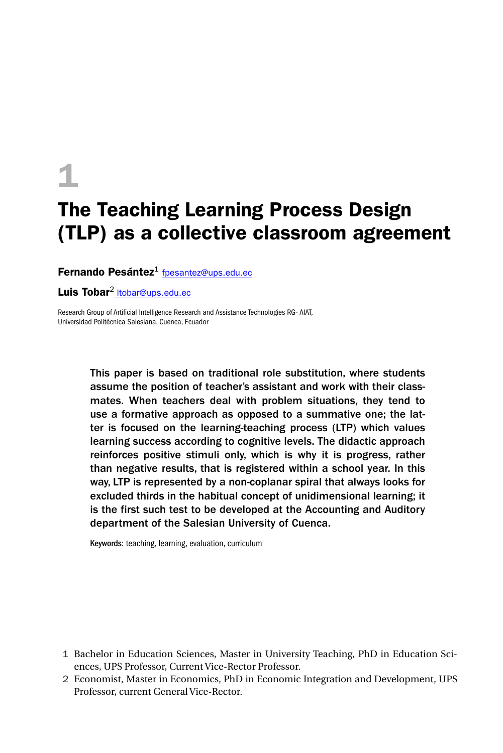# 1

# The Teaching Learning Process Design (TLP) as a collective classroom agreement

**Fernando Pesántez**[1] fpesantez@ups.edu.ec

**Luis Tobar**[2] ltobar@ups.edu.ec

Research Group of Artificial Intelligence Research and Assistance Technologies RG- AIAT,
Universidad Politécnica Salesiana, Cuenca, Ecuador

This paper is based on traditional role substitution, where students assume the position of teacher's assistant and work with their classmates. When teachers deal with problem situations, they tend to use a formative approach as opposed to a summative one; the latter is focused on the learning-teaching process (LTP) which values learning success according to cognitive levels. The didactic approach reinforces positive stimuli only, which is why it is progress, rather than negative results, that is registered within a school year. In this way, LTP is represented by a non-coplanar spiral that always looks for excluded thirds in the habitual concept of unidimensional learning; it is the first such test to be developed at the Accounting and Auditory department of the Salesian University of Cuenca.

**Keywords**: teaching, learning, evaluation, curriculum

1 Bachelor in Education Sciences, Master in University Teaching, PhD in Education Sciences, UPS Professor, Current Vice-Rector Professor.

2 Economist, Master in Economics, PhD in Economic Integration and Development, UPS Professor, current General Vice-Rector.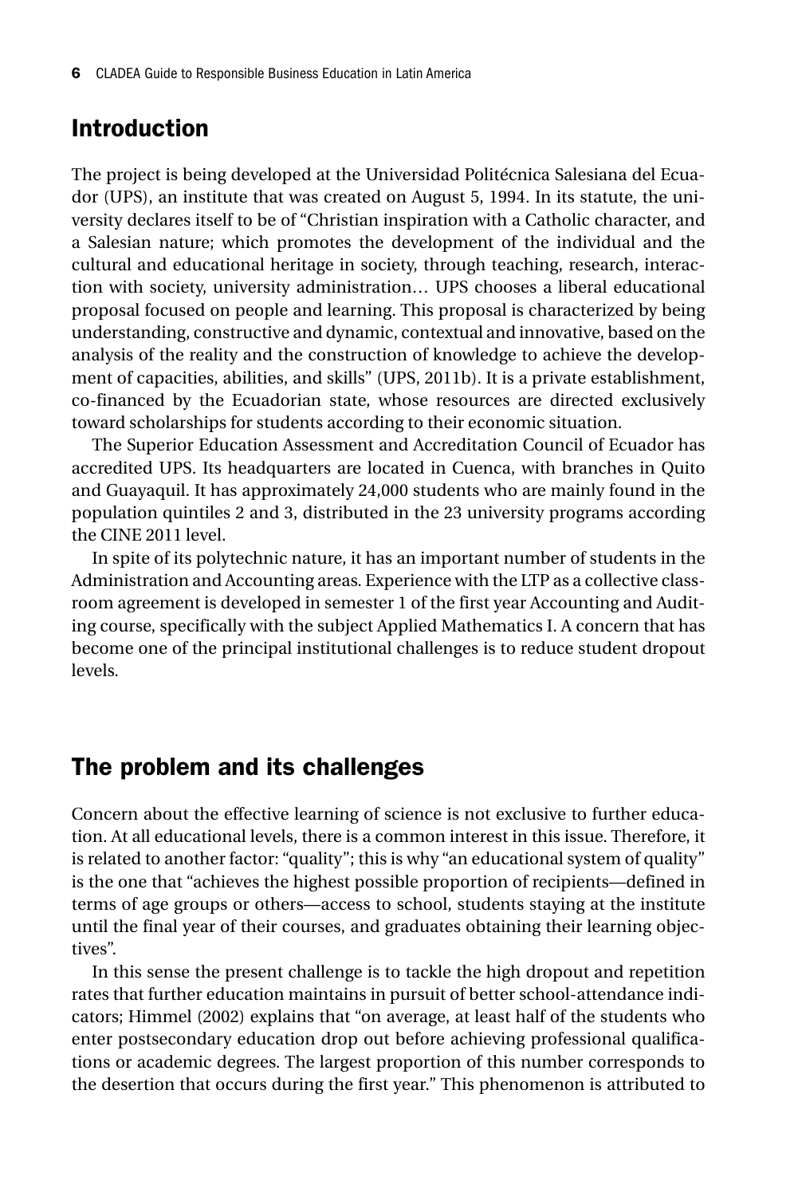## Introduction

The project is being developed at the Universidad Politécnica Salesiana del Ecuador (UPS), an institute that was created on August 5, 1994. In its statute, the university declares itself to be of "Christian inspiration with a Catholic character, and a Salesian nature; which promotes the development of the individual and the cultural and educational heritage in society, through teaching, research, interaction with society, university administration… UPS chooses a liberal educational proposal focused on people and learning. This proposal is characterized by being understanding, constructive and dynamic, contextual and innovative, based on the analysis of the reality and the construction of knowledge to achieve the development of capacities, abilities, and skills" (UPS, 2011b). It is a private establishment, co-financed by the Ecuadorian state, whose resources are directed exclusively toward scholarships for students according to their economic situation.

The Superior Education Assessment and Accreditation Council of Ecuador has accredited UPS. Its headquarters are located in Cuenca, with branches in Quito and Guayaquil. It has approximately 24,000 students who are mainly found in the population quintiles 2 and 3, distributed in the 23 university programs according the CINE 2011 level.

In spite of its polytechnic nature, it has an important number of students in the Administration and Accounting areas. Experience with the LTP as a collective classroom agreement is developed in semester 1 of the first year Accounting and Auditing course, specifically with the subject Applied Mathematics I. A concern that has become one of the principal institutional challenges is to reduce student dropout levels.

## The problem and its challenges

Concern about the effective learning of science is not exclusive to further education. At all educational levels, there is a common interest in this issue. Therefore, it is related to another factor: "quality"; this is why "an educational system of quality" is the one that "achieves the highest possible proportion of recipients—defined in terms of age groups or others—access to school, students staying at the institute until the final year of their courses, and graduates obtaining their learning objectives".

In this sense the present challenge is to tackle the high dropout and repetition rates that further education maintains in pursuit of better school-attendance indicators; Himmel (2002) explains that "on average, at least half of the students who enter postsecondary education drop out before achieving professional qualifications or academic degrees. The largest proportion of this number corresponds to the desertion that occurs during the first year." This phenomenon is attributed to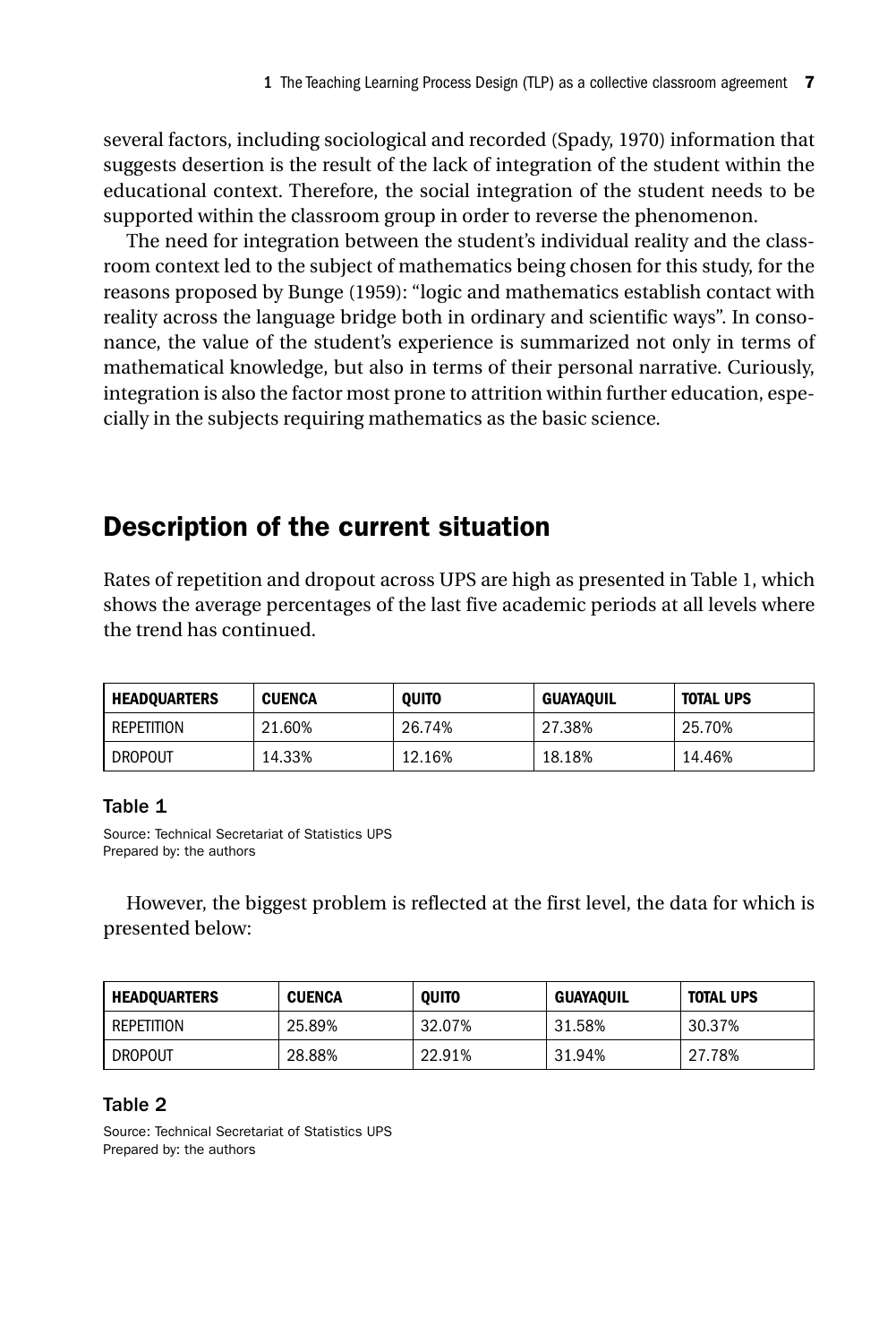several factors, including sociological and recorded (Spady, 1970) information that suggests desertion is the result of the lack of integration of the student within the educational context. Therefore, the social integration of the student needs to be supported within the classroom group in order to reverse the phenomenon.

The need for integration between the student's individual reality and the classroom context led to the subject of mathematics being chosen for this study, for the reasons proposed by Bunge (1959): "logic and mathematics establish contact with reality across the language bridge both in ordinary and scientific ways". In consonance, the value of the student's experience is summarized not only in terms of mathematical knowledge, but also in terms of their personal narrative. Curiously, integration is also the factor most prone to attrition within further education, especially in the subjects requiring mathematics as the basic science.

## Description of the current situation

Rates of repetition and dropout across UPS are high as presented in Table 1, which shows the average percentages of the last five academic periods at all levels where the trend has continued.

| HEADQUARTERS | CUENCA | QUITO | GUAYAQUIL | TOTAL UPS |
|---|---|---|---|---|
| REPETITION | 21.60% | 26.74% | 27.38% | 25.70% |
| DROPOUT | 14.33% | 12.16% | 18.18% | 14.46% |

**Table 1**

Source: Technical Secretariat of Statistics UPS
Prepared by: the authors

However, the biggest problem is reflected at the first level, the data for which is presented below:

| HEADQUARTERS | CUENCA | QUITO | GUAYAQUIL | TOTAL UPS |
|---|---|---|---|---|
| REPETITION | 25.89% | 32.07% | 31.58% | 30.37% |
| DROPOUT | 28.88% | 22.91% | 31.94% | 27.78% |

**Table 2**

Source: Technical Secretariat of Statistics UPS
Prepared by: the authors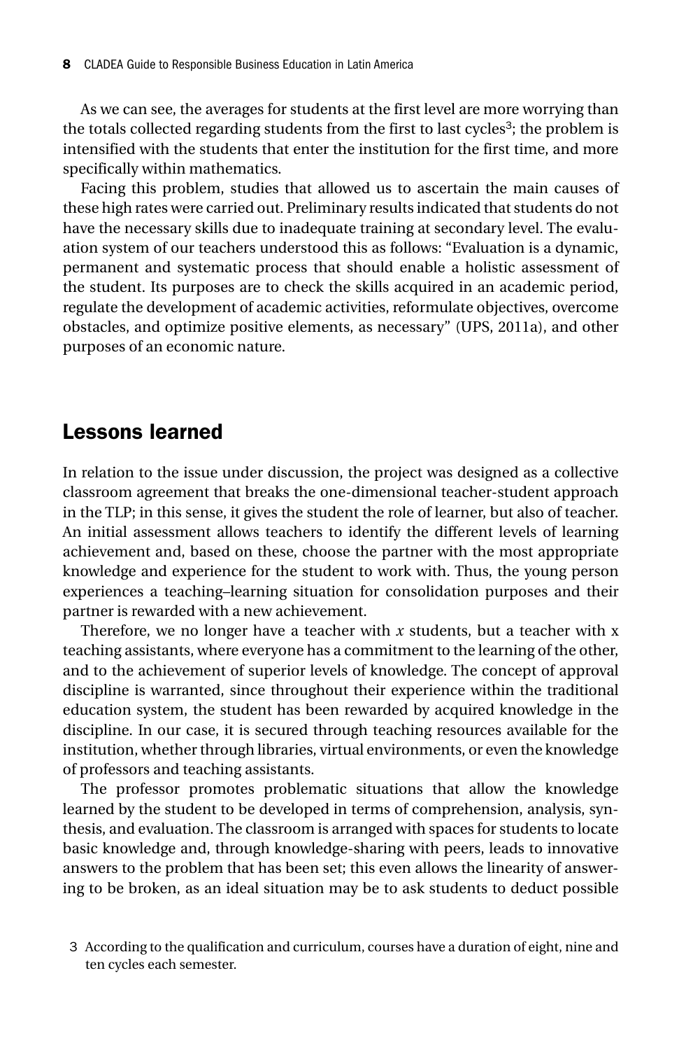As we can see, the averages for students at the first level are more worrying than the totals collected regarding students from the first to last cycles[3]; the problem is intensified with the students that enter the institution for the first time, and more specifically within mathematics.

Facing this problem, studies that allowed us to ascertain the main causes of these high rates were carried out. Preliminary results indicated that students do not have the necessary skills due to inadequate training at secondary level. The evaluation system of our teachers understood this as follows: "Evaluation is a dynamic, permanent and systematic process that should enable a holistic assessment of the student. Its purposes are to check the skills acquired in an academic period, regulate the development of academic activities, reformulate objectives, overcome obstacles, and optimize positive elements, as necessary" (UPS, 2011a), and other purposes of an economic nature.

## Lessons learned

In relation to the issue under discussion, the project was designed as a collective classroom agreement that breaks the one-dimensional teacher-student approach in the TLP; in this sense, it gives the student the role of learner, but also of teacher. An initial assessment allows teachers to identify the different levels of learning achievement and, based on these, choose the partner with the most appropriate knowledge and experience for the student to work with. Thus, the young person experiences a teaching–learning situation for consolidation purposes and their partner is rewarded with a new achievement.

Therefore, we no longer have a teacher with *x* students, but a teacher with x teaching assistants, where everyone has a commitment to the learning of the other, and to the achievement of superior levels of knowledge. The concept of approval discipline is warranted, since throughout their experience within the traditional education system, the student has been rewarded by acquired knowledge in the discipline. In our case, it is secured through teaching resources available for the institution, whether through libraries, virtual environments, or even the knowledge of professors and teaching assistants.

The professor promotes problematic situations that allow the knowledge learned by the student to be developed in terms of comprehension, analysis, synthesis, and evaluation. The classroom is arranged with spaces for students to locate basic knowledge and, through knowledge-sharing with peers, leads to innovative answers to the problem that has been set; this even allows the linearity of answering to be broken, as an ideal situation may be to ask students to deduct possible

[3] According to the qualification and curriculum, courses have a duration of eight, nine and ten cycles each semester.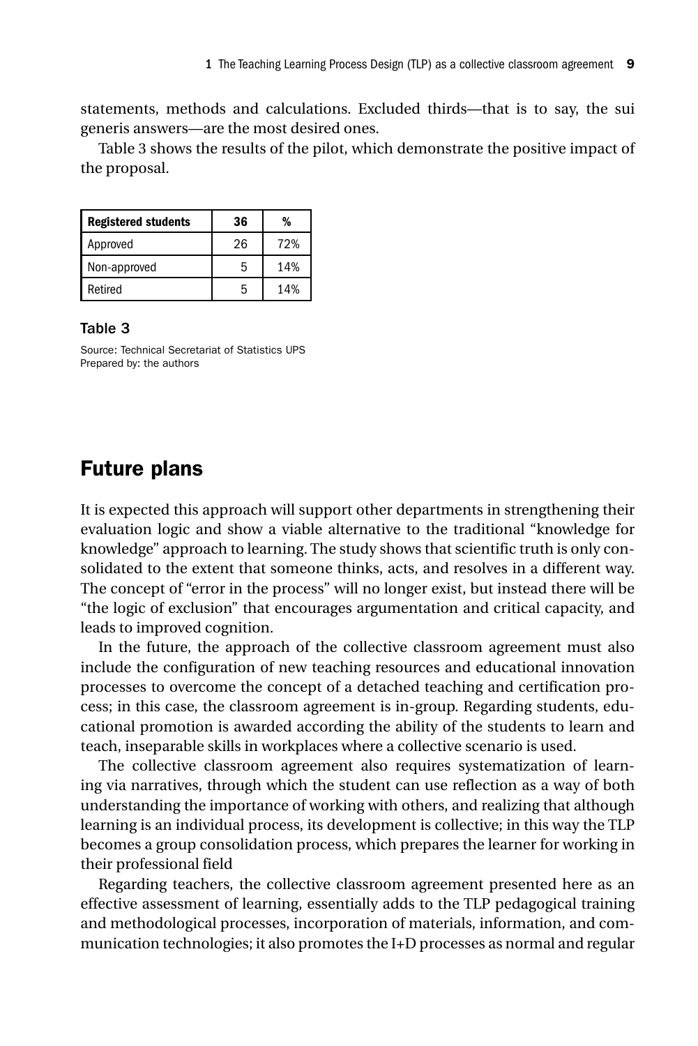statements, methods and calculations. Excluded thirds—that is to say, the sui generis answers—are the most desired ones.

Table 3 shows the results of the pilot, which demonstrate the positive impact of the proposal.

| Registered students | 36 | % |
|---|---|---|
| Approved | 26 | 72% |
| Non-approved | 5 | 14% |
| Retired | 5 | 14% |

**Table 3**

Source: Technical Secretariat of Statistics UPS
Prepared by: the authors

## Future plans

It is expected this approach will support other departments in strengthening their evaluation logic and show a viable alternative to the traditional "knowledge for knowledge" approach to learning. The study shows that scientific truth is only consolidated to the extent that someone thinks, acts, and resolves in a different way. The concept of "error in the process" will no longer exist, but instead there will be "the logic of exclusion" that encourages argumentation and critical capacity, and leads to improved cognition.

In the future, the approach of the collective classroom agreement must also include the configuration of new teaching resources and educational innovation processes to overcome the concept of a detached teaching and certification process; in this case, the classroom agreement is in-group. Regarding students, educational promotion is awarded according the ability of the students to learn and teach, inseparable skills in workplaces where a collective scenario is used.

The collective classroom agreement also requires systematization of learning via narratives, through which the student can use reflection as a way of both understanding the importance of working with others, and realizing that although learning is an individual process, its development is collective; in this way the TLP becomes a group consolidation process, which prepares the learner for working in their professional field

Regarding teachers, the collective classroom agreement presented here as an effective assessment of learning, essentially adds to the TLP pedagogical training and methodological processes, incorporation of materials, information, and communication technologies; it also promotes the I+D processes as normal and regular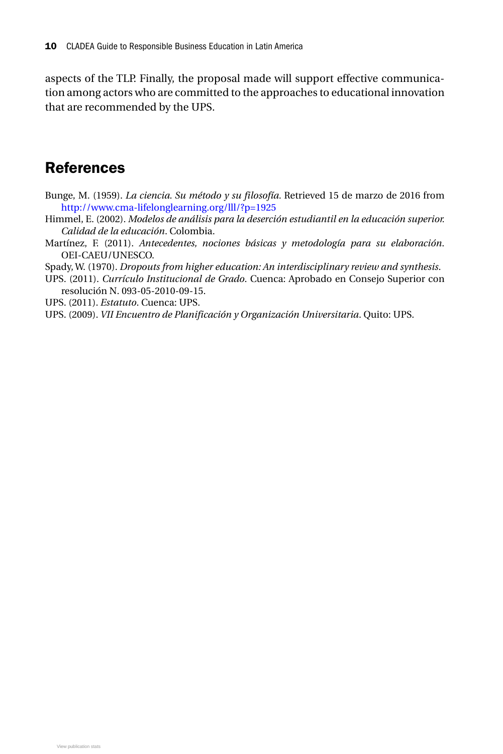aspects of the TLP. Finally, the proposal made will support effective communication among actors who are committed to the approaches to educational innovation that are recommended by the UPS.

## References

Bunge, M. (1959). *La ciencia. Su método y su filosofía*. Retrieved 15 de marzo de 2016 from http://www.cma-lifelonglearning.org/lll/?p=1925

Himmel, E. (2002). *Modelos de análisis para la deserción estudiantil en la educación superior. Calidad de la educación*. Colombia.

Martínez, F. (2011). *Antecedentes, nociones básicas y metodología para su elaboración*. OEI-CAEU/UNESCO.

Spady, W. (1970). *Dropouts from higher education: An interdisciplinary review and synthesis*.

UPS. (2011). *Currículo Institucional de Grado*. Cuenca: Aprobado en Consejo Superior con resolución N. 093-05-2010-09-15.

UPS. (2011). *Estatuto*. Cuenca: UPS.

UPS. (2009). *VII Encuentro de Planificación y Organización Universitaria*. Quito: UPS.